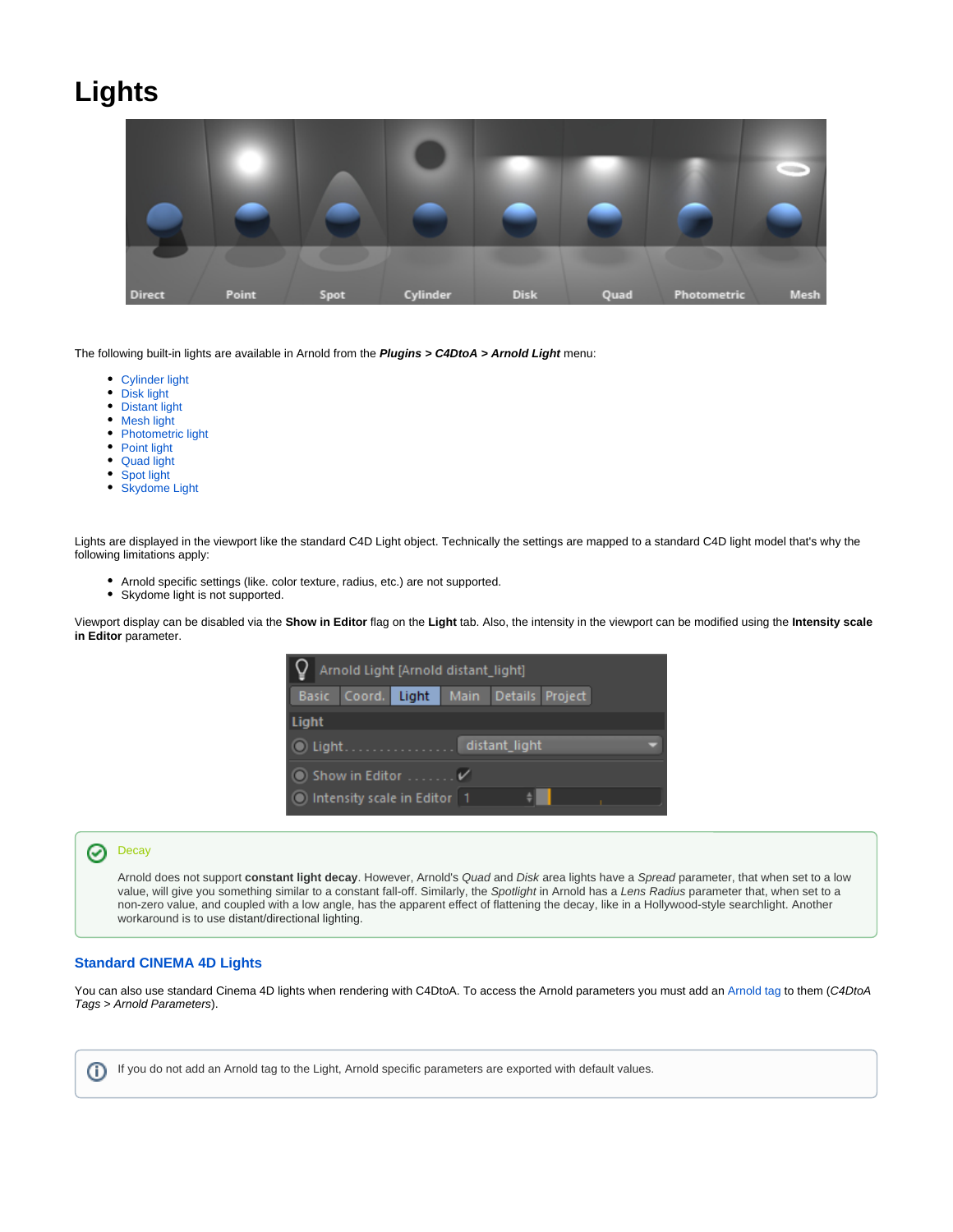# Lights

The following built-in lights are available in Arnold from the ***Plugins > C4DtoA > Arnold Light*** menu:

- Cylinder light
- Disk light
- Distant light
- Mesh light
- Photometric light
- Point light
- Quad light
- Spot light
- Skydome Light

Lights are displayed in the viewport like the standard C4D Light object. Technically the settings are mapped to a standard C4D light model that's why the following limitations apply:

- Arnold specific settings (like. color texture, radius, etc.) are not supported.
- Skydome light is not supported.

Viewport display can be disabled via the **Show in Editor** flag on the **Light** tab. Also, the intensity in the viewport can be modified using the **Intensity scale in Editor** parameter.

Decay

Arnold does not support **constant light decay**. However, Arnold's *Quad* and *Disk* area lights have a *Spread* parameter, that when set to a low value, will give you something similar to a constant fall-off. Similarly, the *Spotlight* in Arnold has a *Lens Radius* parameter that, when set to a non-zero value, and coupled with a low angle, has the apparent effect of flattening the decay, like in a Hollywood-style searchlight. Another workaround is to use distant/directional lighting.

### Standard CINEMA 4D Lights

You can also use standard Cinema 4D lights when rendering with C4DtoA. To access the Arnold parameters you must add an Arnold tag to them (*C4DtoA Tags > Arnold Parameters*).

If you do not add an Arnold tag to the Light, Arnold specific parameters are exported with default values.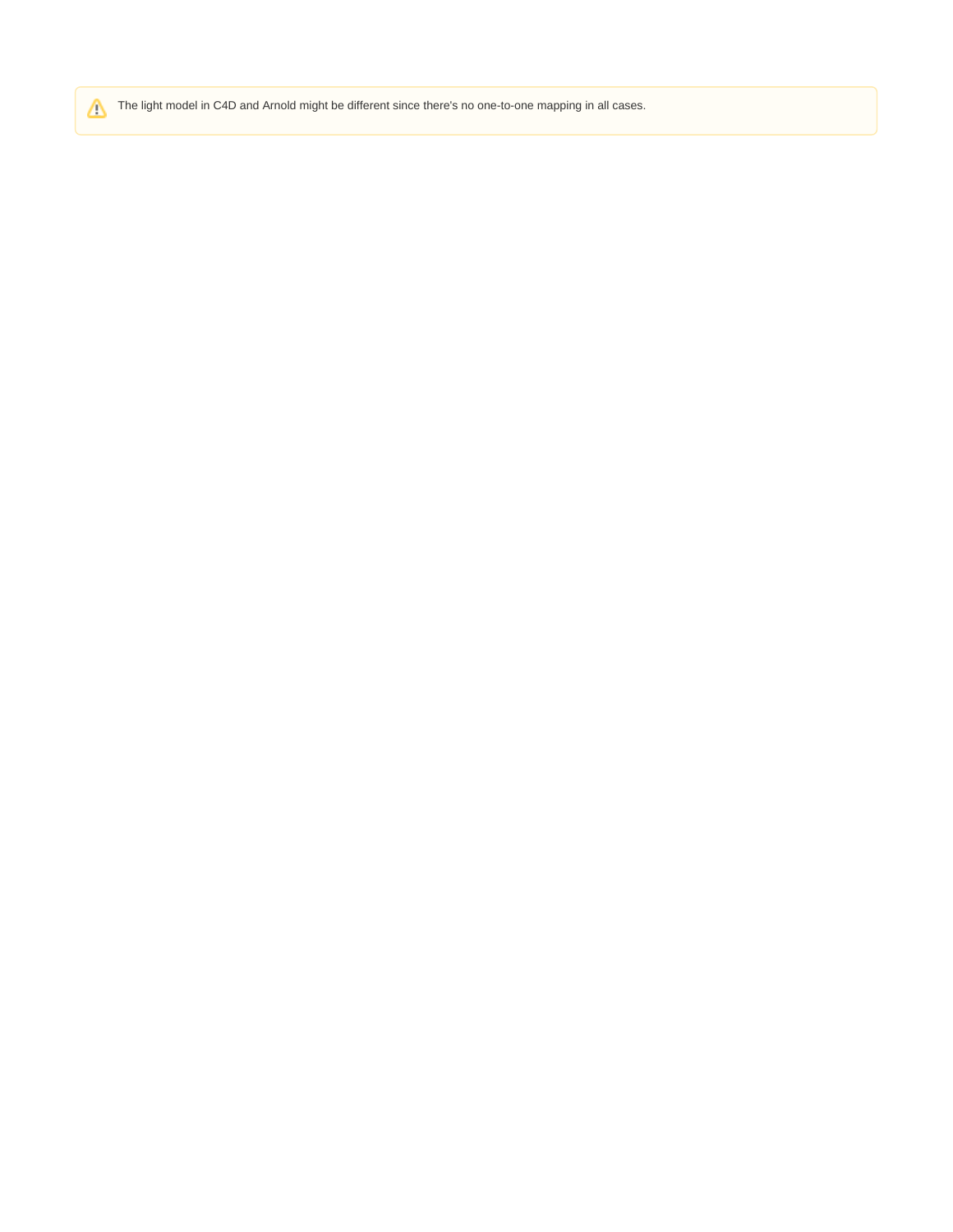> ⚠️ The light model in C4D and Arnold might be different since there's no one-to-one mapping in all cases.